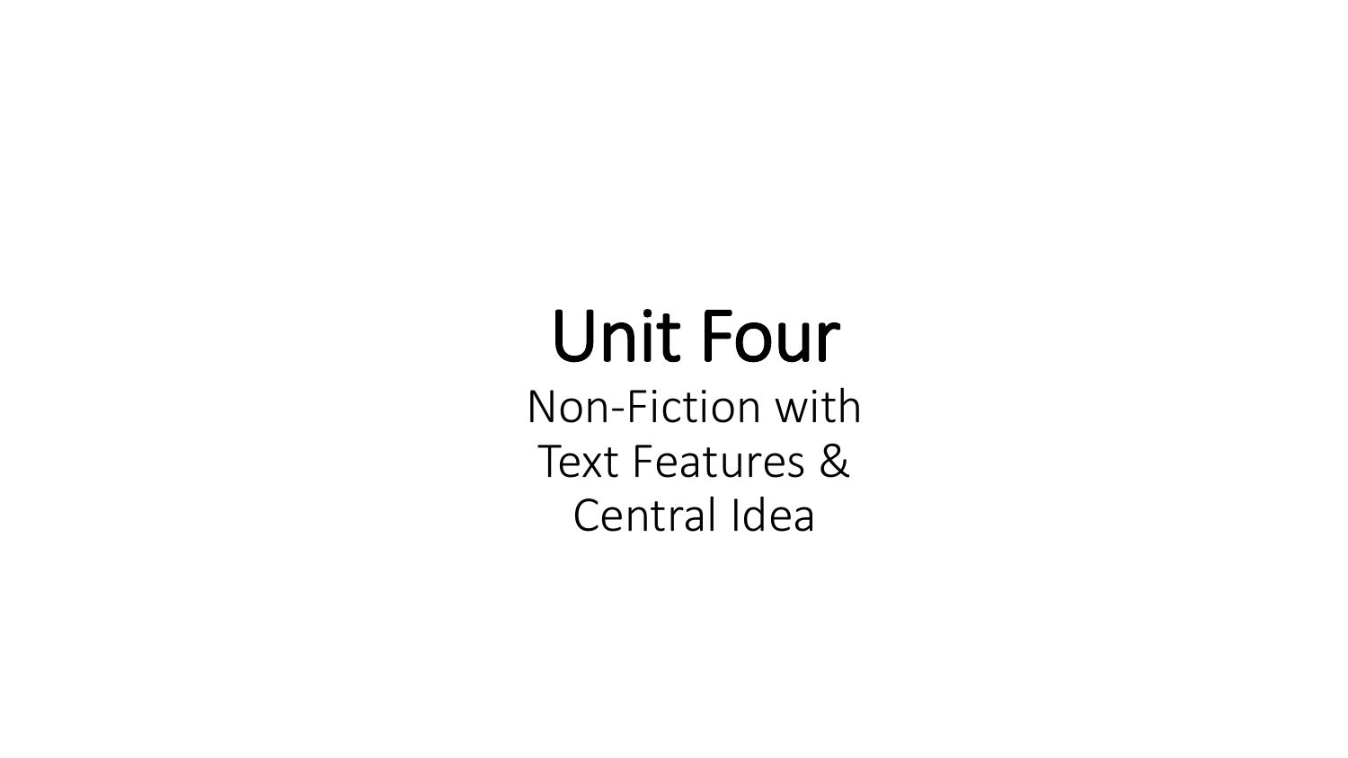# Unit Four

Non-Fiction with Text Features & Central Idea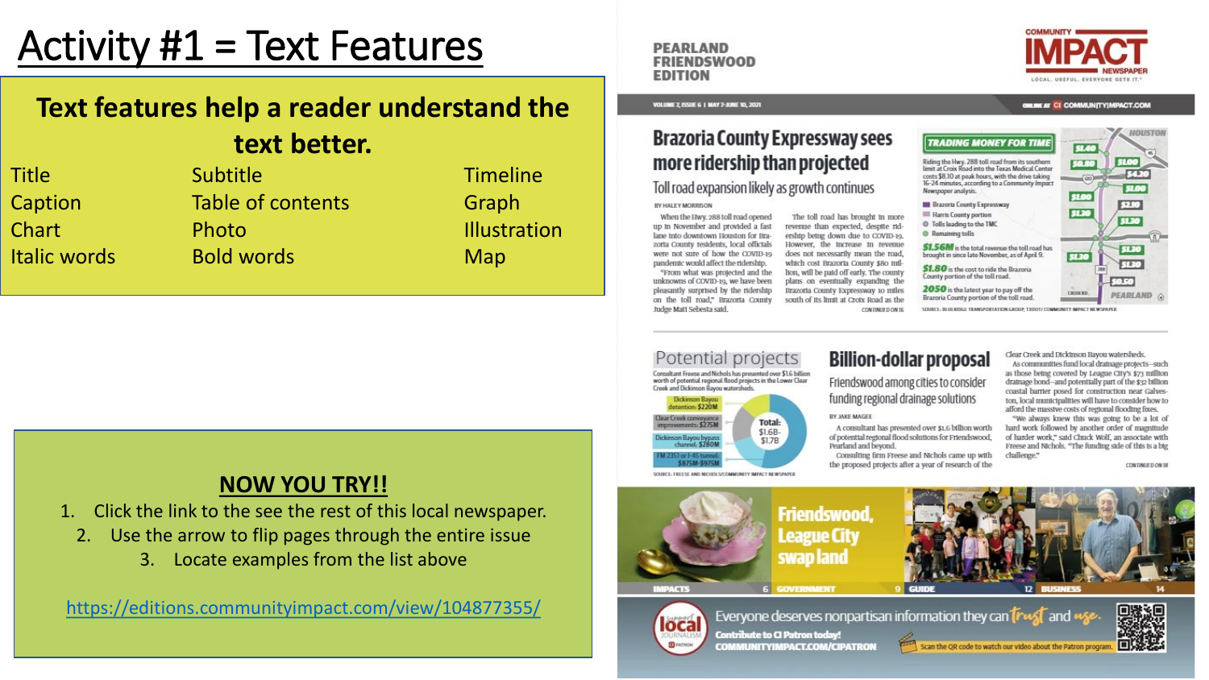# Activity #1 = Text Features

**Text features help a reader understand the text better.**

| | | |
|---|---|---|
| Title | Subtitle | Timeline |
| Caption | Table of contents | Graph |
| Chart | Photo | Illustration |
| Italic words | Bold words | Map |

## NOW YOU TRY!!

1. Click the link to the see the rest of this local newspaper.
2. Use the arrow to flip pages through the entire issue
3. Locate examples from the list above

https://editions.communityimpact.com/view/104877355/

PEARLAND FRIENDSWOOD EDITION

COMMUNITY IMPACT NEWSPAPER
LOCAL. USEFUL. EVERYONE GETS IT.

VOLUME 7, ISSUE 6 | MAY 7–JUNE 10, 2021

ONLINE AT CI COMMUNITYIMPACT.COM

## Brazoria County Expressway sees more ridership than projected

Toll road expansion likely as growth continues

BY HALEY MORRISON

When the Hwy. 288 toll road opened up in November and provided a fast lane into downtown Houston for Brazoria County residents, local officials were not sure of how the COVID-19 pandemic would affect the ridership.

"From what was projected and the unknowns of COVID-19, we have been pleasantly surprised by the ridership on the toll road," Brazoria County Judge Matt Sebesta said.

The toll road has brought in more revenue than expected, despite ridership being down due to COVID-19. However, the increase in revenue does not necessarily mean the road, which cost Brazoria County $80 million, will be paid off early. The county plans on eventually expanding the Brazoria County Expressway 10 miles south of its limit at Croix Road as the

CONTINUED ON 16

TRADING MONEY FOR TIME

Riding the Hwy. 288 toll road from its southern limit at Croix Road into the Texas Medical Center costs $8.30 at peak hours, with the drive taking 16-24 minutes, according to a Community Impact Newspaper analysis.

Brazoria County Expressway
Harris County portion
Tolls leading to the TMC
Remaining tolls

**$1.56M** is the total revenue the toll road has brought in since late November, as of April 9.

**$1.80** is the cost to ride the Brazoria County portion of the toll road.

**2050** is the latest year to pay off the Brazoria County portion of the toll road.

HOUSTON
$1.40
$0.80
$1.00
$4.20
$1.00
$1.00
$2.10
$1.20
$1.30
$1.30
$1.30
$1.30
$0.50
CROIX RD.
PEARLAND

SOURCE: BLUERIDGE TRANSPORTATION GROUP, TXDOT/COMMUNITY IMPACT NEWSPAPER

Potential projects

Consultant Freese and Nichols has presented over $1.6 billion worth of potential regional flood projects in the Lower Clear Creek and Dickinson Bayou watersheds.

Dickinson Bayou detention: $220M
Clear Creek conveyance improvements: $275M
Dickinson Bayou bypass channel: $280M
FM 2351 or I-45 tunnel: $875M-$975M
Total: $1.6B-$1.7B

SOURCE: FREESE AND NICHOLS/COMMUNITY IMPACT NEWSPAPER

## Billion-dollar proposal

Friendswood among cities to consider funding regional drainage solutions

BY JAKE MAGEE

A consultant has presented over $1.6 billion worth of potential regional flood solutions for Friendswood, Pearland and beyond.

Consulting firm Freese and Nichols came up with the proposed projects after a year of research of the Clear Creek and Dickinson Bayou watersheds.

As communities fund local drainage projects—such as those being covered by League City's $73 million drainage bond—and potentially part of the $32 billion coastal barrier posed for construction near Galveston, local municipalities will have to consider how to afford the massive costs of regional flooding fixes.

"We always knew this was going to be a lot of hard work followed by another order of magnitude of harder work," said Chuck Wolf, an associate with Freese and Nichols. "The funding side of this is a big challenge."

CONTINUED ON 18

Friendswood, League City swap land

IMPACTS 6 | GOVERNMENT 9 | GUIDE 12 | BUSINESS 14

Support local JOURNALISM CI PATRON

Everyone deserves nonpartisan information they can trust and use.

Contribute to CI Patron today!
COMMUNITYIMPACT.COM/CIPATRON

Scan the QR code to watch our video about the Patron program.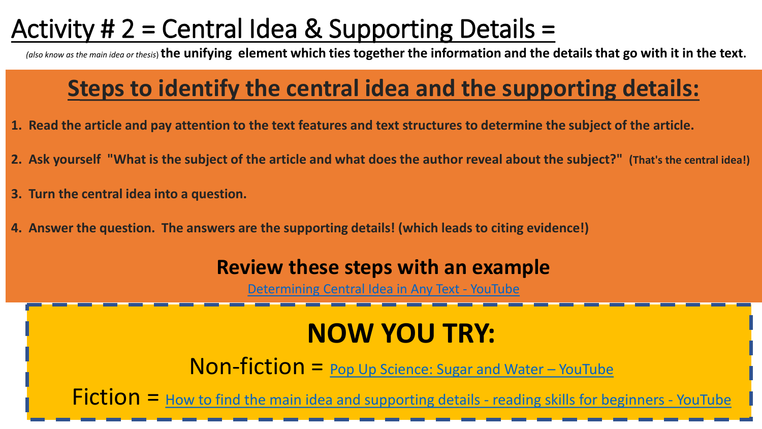# Activity # 2 = Central Idea & Supporting Details =

*(also know as the main idea or thesis)* **the unifying element which ties together the information and the details that go with it in the text.**

## Steps to identify the central idea and the supporting details:

1. **Read the article and pay attention to the text features and text structures to determine the subject of the article.**
2. **Ask yourself "What is the subject of the article and what does the author reveal about the subject?"** **(That's the central idea!)**
3. **Turn the central idea into a question.**
4. **Answer the question. The answers are the supporting details! (which leads to citing evidence!)**

**Review these steps with an example**

Determining Central Idea in Any Text - YouTube

# NOW YOU TRY:

Non-fiction = Pop Up Science: Sugar and Water – YouTube

Fiction = How to find the main idea and supporting details - reading skills for beginners - YouTube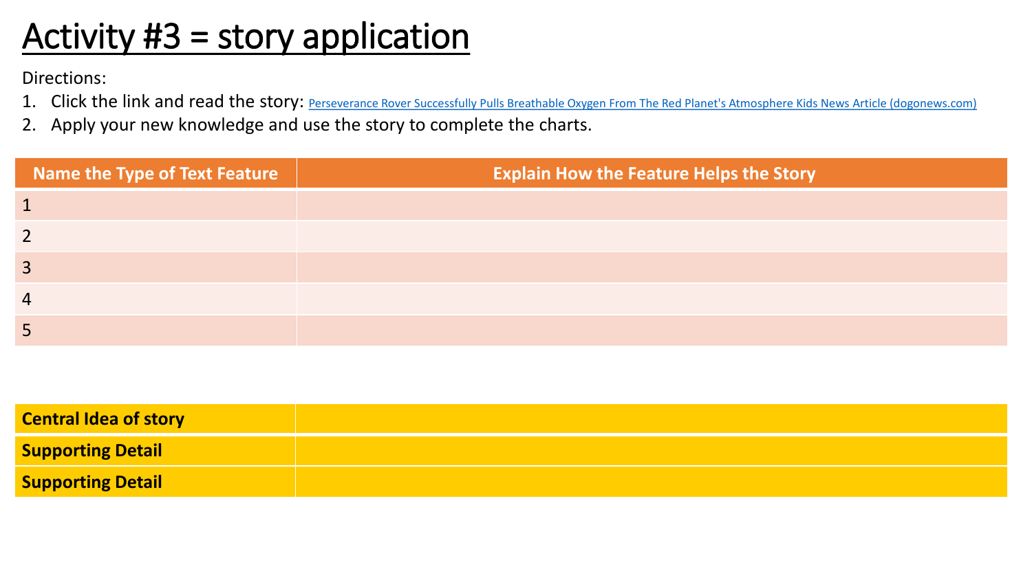# Activity #3 = story application

Directions:

1. Click the link and read the story: [Perseverance Rover Successfully Pulls Breathable Oxygen From The Red Planet's Atmosphere Kids News Article (dogonews.com)]
2. Apply your new knowledge and use the story to complete the charts.

| Name the Type of Text Feature | Explain How the Feature Helps the Story |
|---|---|
| 1 | |
| 2 | |
| 3 | |
| 4 | |
| 5 | |

| | |
|---|---|
| **Central Idea of story** | |
| **Supporting Detail** | |
| **Supporting Detail** | |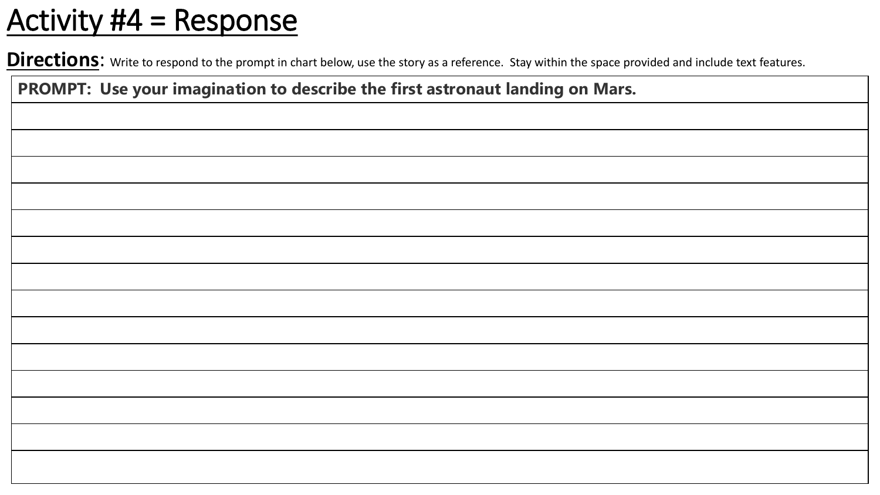# Activity #4 = Response

**Directions**: Write to respond to the prompt in chart below, use the story as a reference. Stay within the space provided and include text features.

| **PROMPT: Use your imagination to describe the first astronaut landing on Mars.** |
| --- |
| |
| |
| |
| |
| |
| |
| |
| |
| |
| |
| |
| |
| |
| |